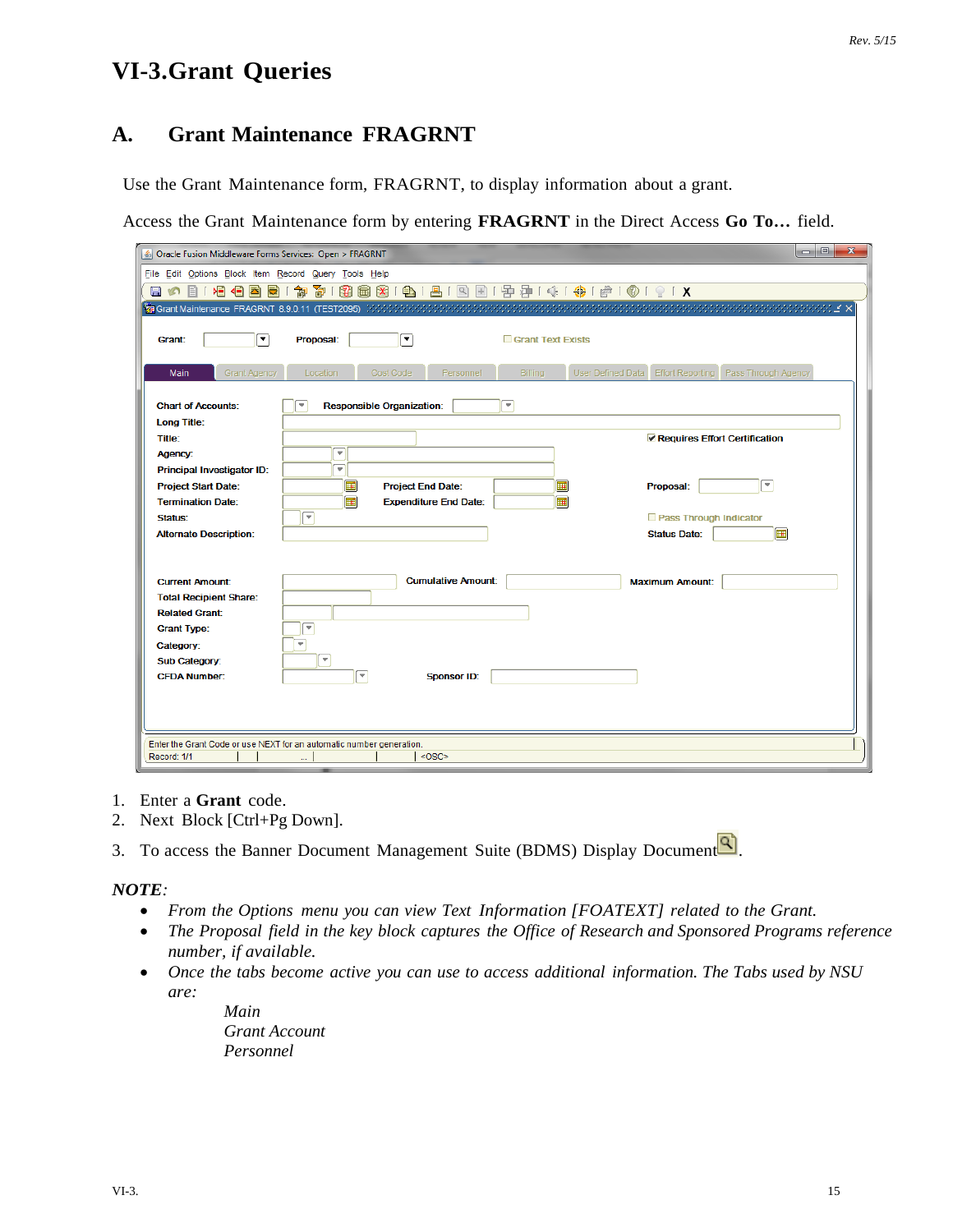# VI-3. Grant Queries

## A. Grant Maintenance FRAGRNT

Use the Grant Maintenance form, FRAGRNT, to display information about a grant.

Access the Grant Maintenance form by entering **FRAGRNT** in the Direct Access **Go To…** field.

1. Enter a **Grant** code.
2. Next Block [Ctrl+Pg Down].
3. To access the Banner Document Management Suite (BDMS) Display Document.

***NOTE***:

- *From the Options menu you can view Text Information [FOATEXT] related to the Grant.*
- *The Proposal field in the key block captures the Office of Research and Sponsored Programs reference number, if available.*
- *Once the tabs become active you can use to access additional information. The Tabs used by NSU are:*

  *Main*
  *Grant Account*
  *Personnel*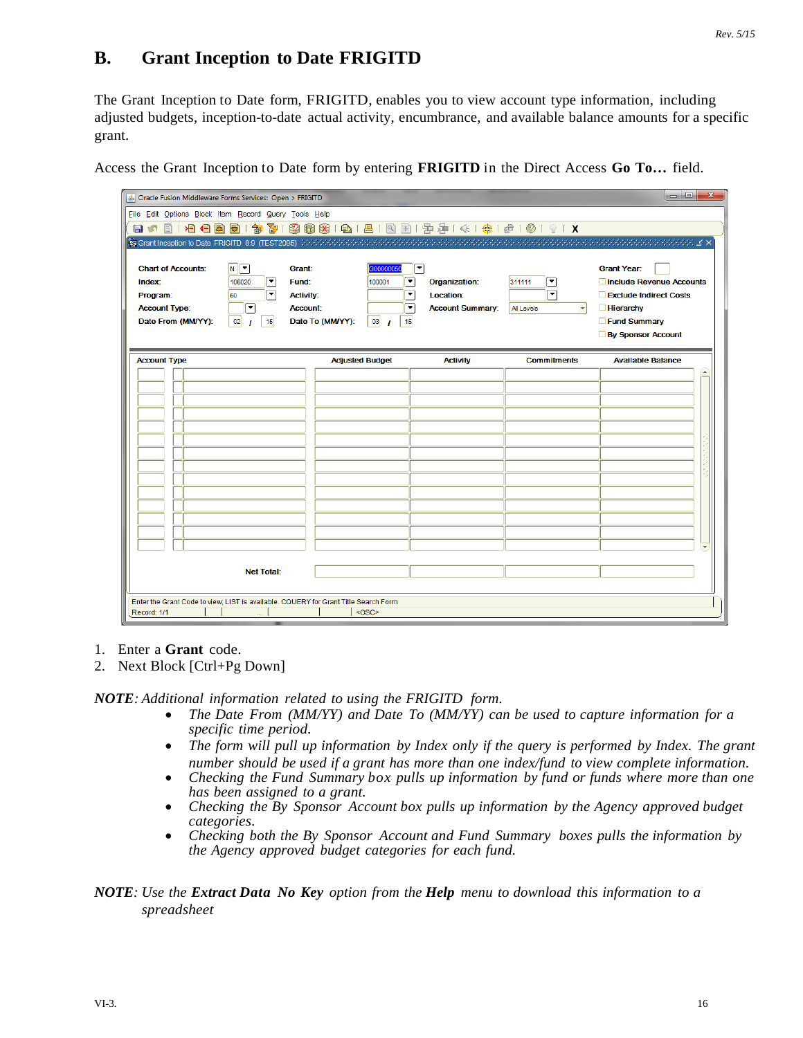## B. Grant Inception to Date FRIGITD

The Grant Inception to Date form, FRIGITD, enables you to view account type information, including adjusted budgets, inception-to-date actual activity, encumbrance, and available balance amounts for a specific grant.

Access the Grant Inception to Date form by entering **FRIGITD** in the Direct Access **Go To…** field.

1. Enter a **Grant** code.
2. Next Block [Ctrl+Pg Down]

***NOTE****: Additional information related to using the FRIGITD form.*

- *The Date From (MM/YY) and Date To (MM/YY) can be used to capture information for a specific time period.*
- *The form will pull up information by Index only if the query is performed by Index. The grant number should be used if a grant has more than one index/fund to view complete information.*
- *Checking the Fund Summary box pulls up information by fund or funds where more than one has been assigned to a grant.*
- *Checking the By Sponsor Account box pulls up information by the Agency approved budget categories.*
- *Checking both the By Sponsor Account and Fund Summary boxes pulls the information by the Agency approved budget categories for each fund.*

***NOTE****: Use the* ***Extract Data No Key*** *option from the* ***Help*** *menu to download this information to a spreadsheet*